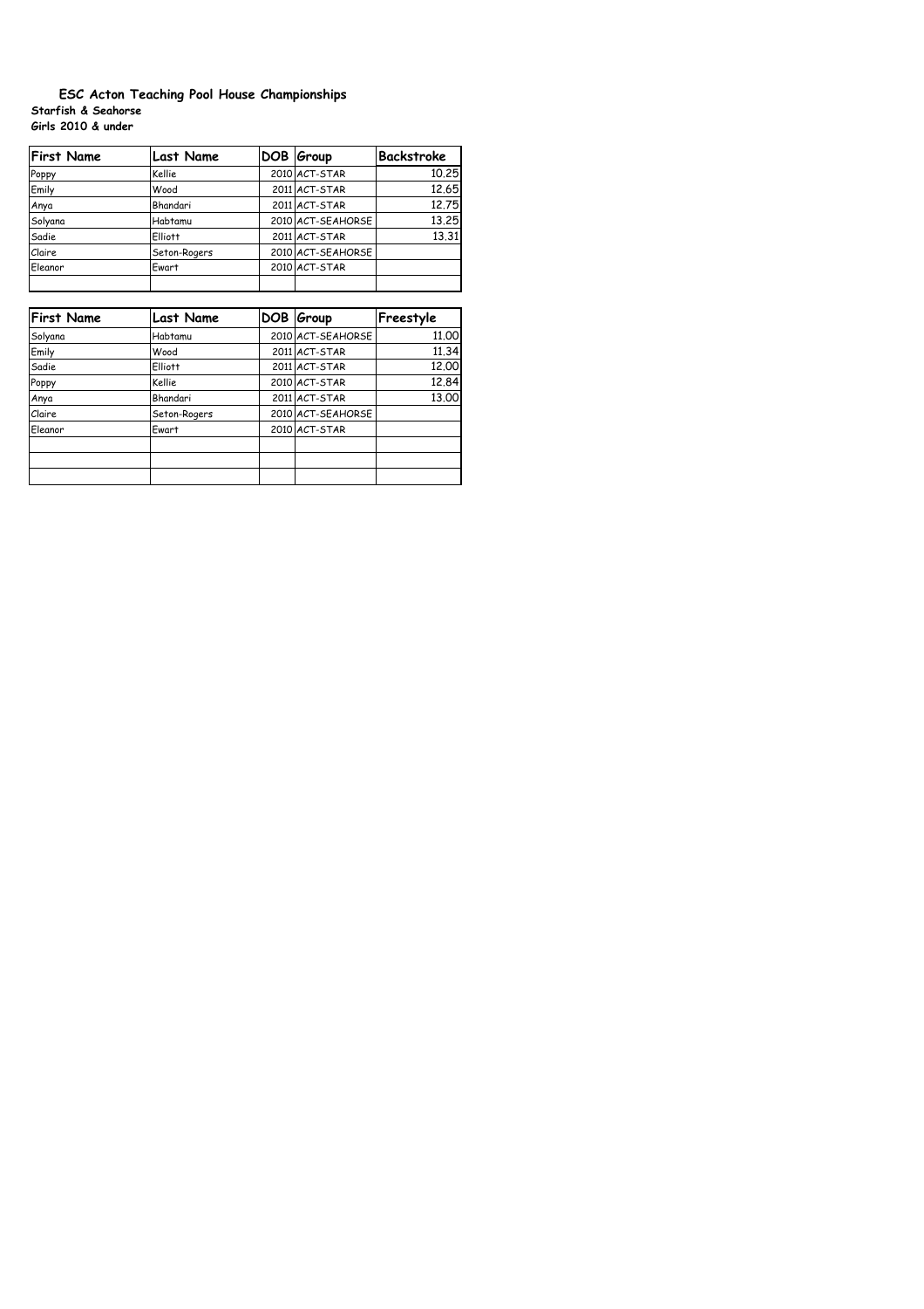# ESC Acton Teaching Pool House Championships

**Starfish & Seahorse**

**Girls 2010 & under**

| First Name | Last Name | DOB | Group | Backstroke |
|---|---|---|---|---|
| Poppy | Kellie | 2010 | ACT-STAR | 10.25 |
| Emily | Wood | 2011 | ACT-STAR | 12.65 |
| Anya | Bhandari | 2011 | ACT-STAR | 12.75 |
| Solyana | Habtamu | 2010 | ACT-SEAHORSE | 13.25 |
| Sadie | Elliott | 2011 | ACT-STAR | 13.31 |
| Claire | Seton-Rogers | 2010 | ACT-SEAHORSE | |
| Eleanor | Ewart | 2010 | ACT-STAR | |
| | | | | |

| First Name | Last Name | DOB | Group | Freestyle |
|---|---|---|---|---|
| Solyana | Habtamu | 2010 | ACT-SEAHORSE | 11.00 |
| Emily | Wood | 2011 | ACT-STAR | 11.34 |
| Sadie | Elliott | 2011 | ACT-STAR | 12.00 |
| Poppy | Kellie | 2010 | ACT-STAR | 12.84 |
| Anya | Bhandari | 2011 | ACT-STAR | 13.00 |
| Claire | Seton-Rogers | 2010 | ACT-SEAHORSE | |
| Eleanor | Ewart | 2010 | ACT-STAR | |
| | | | | |
| | | | | |
| | | | | |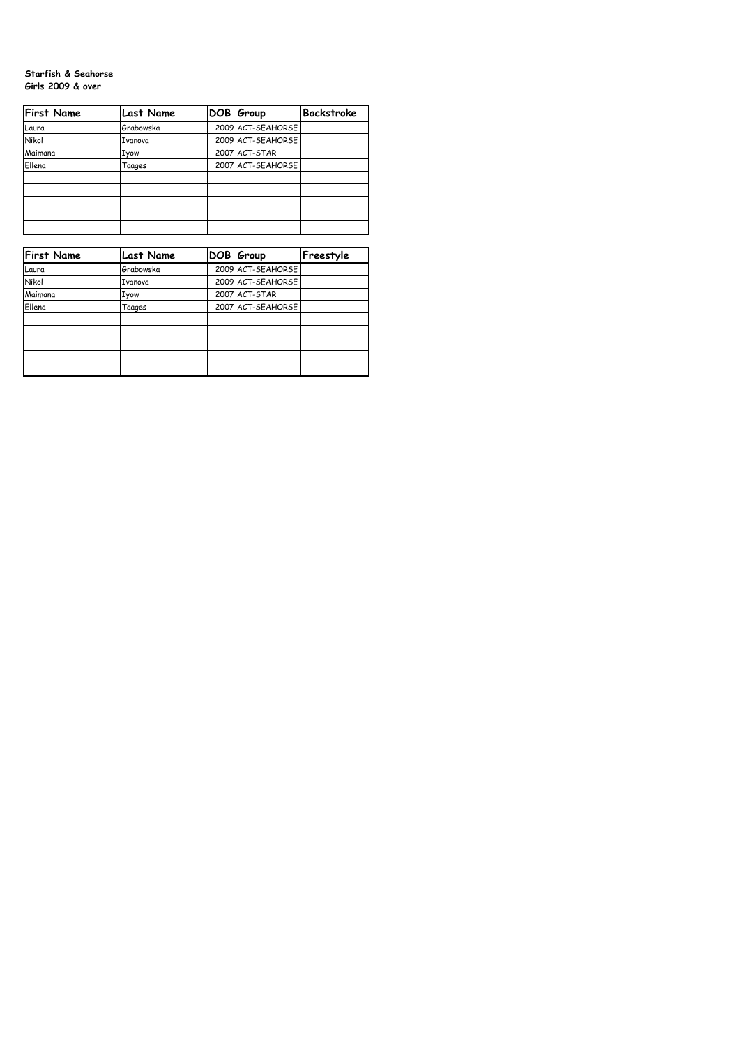**Starfish & Seahorse**
**Girls 2009 & over**

| First Name | Last Name | DOB | Group | Backstroke |
|---|---|---|---|---|
| Laura | Grabowska | 2009 | ACT-SEAHORSE | |
| Nikol | Ivanova | 2009 | ACT-SEAHORSE | |
| Maimana | Iyow | 2007 | ACT-STAR | |
| Ellena | Taages | 2007 | ACT-SEAHORSE | |
| | | | | |
| | | | | |
| | | | | |
| | | | | |
| | | | | |

| First Name | Last Name | DOB | Group | Freestyle |
|---|---|---|---|---|
| Laura | Grabowska | 2009 | ACT-SEAHORSE | |
| Nikol | Ivanova | 2009 | ACT-SEAHORSE | |
| Maimana | Iyow | 2007 | ACT-STAR | |
| Ellena | Taages | 2007 | ACT-SEAHORSE | |
| | | | | |
| | | | | |
| | | | | |
| | | | | |
| | | | | |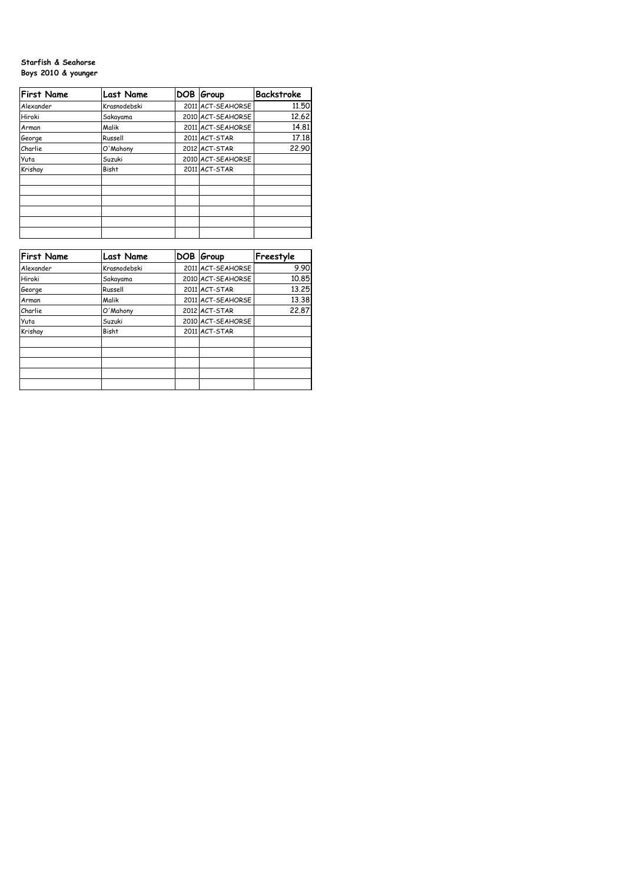**Starfish & Seahorse**
**Boys 2010 & younger**

| First Name | Last Name | DOB | Group | Backstroke |
|---|---|---|---|---|
| Alexander | Krasnodebski | 2011 | ACT-SEAHORSE | 11.50 |
| Hiroki | Sakayama | 2010 | ACT-SEAHORSE | 12.62 |
| Arman | Malik | 2011 | ACT-SEAHORSE | 14.81 |
| George | Russell | 2011 | ACT-STAR | 17.18 |
| Charlie | O'Mahony | 2012 | ACT-STAR | 22.90 |
| Yuta | Suzuki | 2010 | ACT-SEAHORSE | |
| Krishay | Bisht | 2011 | ACT-STAR | |
| | | | | |
| | | | | |
| | | | | |
| | | | | |
| | | | | |
| | | | | |

| First Name | Last Name | DOB | Group | Freestyle |
|---|---|---|---|---|
| Alexander | Krasnodebski | 2011 | ACT-SEAHORSE | 9.90 |
| Hiroki | Sakayama | 2010 | ACT-SEAHORSE | 10.85 |
| George | Russell | 2011 | ACT-STAR | 13.25 |
| Arman | Malik | 2011 | ACT-SEAHORSE | 13.38 |
| Charlie | O'Mahony | 2012 | ACT-STAR | 22.87 |
| Yuta | Suzuki | 2010 | ACT-SEAHORSE | |
| Krishay | Bisht | 2011 | ACT-STAR | |
| | | | | |
| | | | | |
| | | | | |
| | | | | |
| | | | | |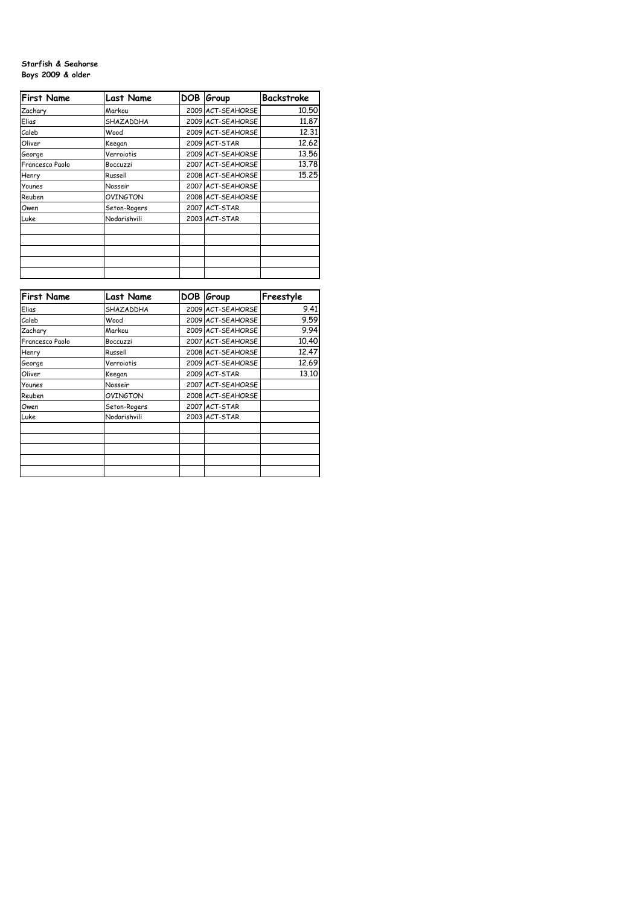**Starfish & Seahorse**
**Boys 2009 & older**

| First Name | Last Name | DOB | Group | Backstroke |
|---|---|---|---|---|
| Zachary | Markou | 2009 | ACT-SEAHORSE | 10.50 |
| Elias | SHAZADDHA | 2009 | ACT-SEAHORSE | 11.87 |
| Caleb | Wood | 2009 | ACT-SEAHORSE | 12.31 |
| Oliver | Keegan | 2009 | ACT-STAR | 12.62 |
| George | Verroiotis | 2009 | ACT-SEAHORSE | 13.56 |
| Francesco Paolo | Boccuzzi | 2007 | ACT-SEAHORSE | 13.78 |
| Henry | Russell | 2008 | ACT-SEAHORSE | 15.25 |
| Younes | Nosseir | 2007 | ACT-SEAHORSE | |
| Reuben | OVINGTON | 2008 | ACT-SEAHORSE | |
| Owen | Seton-Rogers | 2007 | ACT-STAR | |
| Luke | Nodarishvili | 2003 | ACT-STAR | |
| | | | | |
| | | | | |
| | | | | |
| | | | | |
| | | | | |

| First Name | Last Name | DOB | Group | Freestyle |
|---|---|---|---|---|
| Elias | SHAZADDHA | 2009 | ACT-SEAHORSE | 9.41 |
| Caleb | Wood | 2009 | ACT-SEAHORSE | 9.59 |
| Zachary | Markou | 2009 | ACT-SEAHORSE | 9.94 |
| Francesco Paolo | Boccuzzi | 2007 | ACT-SEAHORSE | 10.40 |
| Henry | Russell | 2008 | ACT-SEAHORSE | 12.47 |
| George | Verroiotis | 2009 | ACT-SEAHORSE | 12.69 |
| Oliver | Keegan | 2009 | ACT-STAR | 13.10 |
| Younes | Nosseir | 2007 | ACT-SEAHORSE | |
| Reuben | OVINGTON | 2008 | ACT-SEAHORSE | |
| Owen | Seton-Rogers | 2007 | ACT-STAR | |
| Luke | Nodarishvili | 2003 | ACT-STAR | |
| | | | | |
| | | | | |
| | | | | |
| | | | | |
| | | | | |